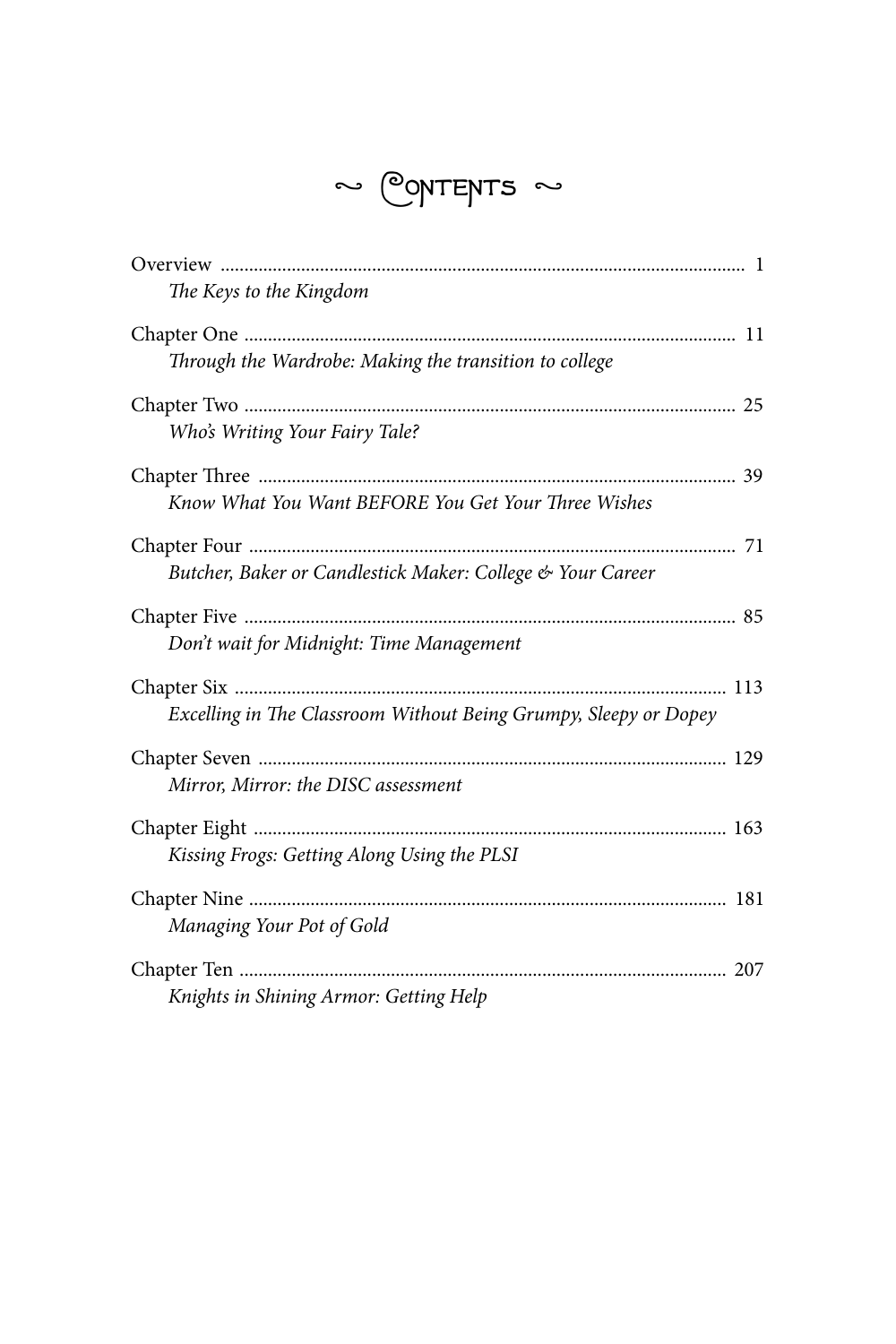# ~ Contents ~

Overview ........................................................................................................ 1
*The Keys to the Kingdom*

Chapter One ..................................................................................................... 11
*Through the Wardrobe: Making the transition to college*

Chapter Two ..................................................................................................... 25
*Who's Writing Your Fairy Tale?*

Chapter Three .................................................................................................. 39
*Know What You Want BEFORE You Get Your Three Wishes*

Chapter Four .................................................................................................... 71
*Butcher, Baker or Candlestick Maker: College & Your Career*

Chapter Five ..................................................................................................... 85
*Don't wait for Midnight: Time Management*

Chapter Six ....................................................................................................... 113
*Excelling in The Classroom Without Being Grumpy, Sleepy or Dopey*

Chapter Seven .................................................................................................. 129
*Mirror, Mirror: the DISC assessment*

Chapter Eight ................................................................................................... 163
*Kissing Frogs: Getting Along Using the PLSI*

Chapter Nine .................................................................................................... 181
*Managing Your Pot of Gold*

Chapter Ten ...................................................................................................... 207
*Knights in Shining Armor: Getting Help*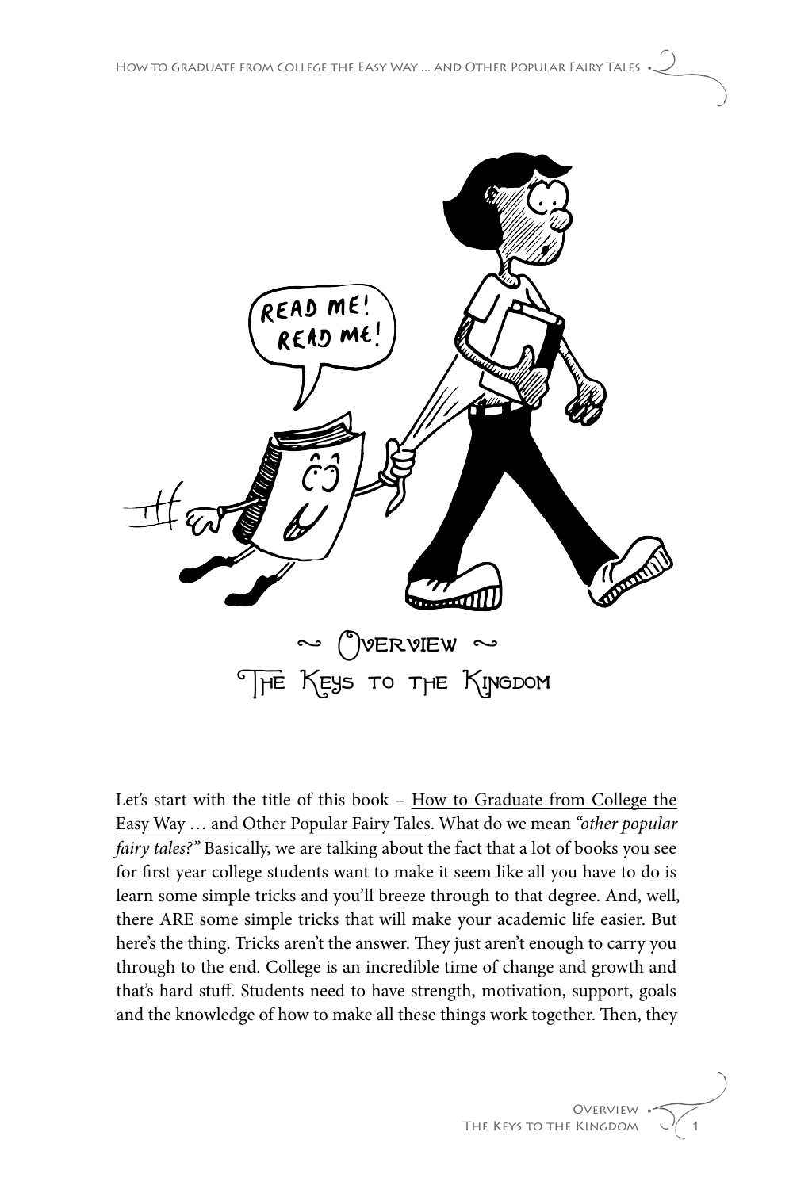# ~ Overview ~
## The Keys to the Kingdom

Let's start with the title of this book – How to Graduate from College the Easy Way … and Other Popular Fairy Tales. What do we mean *"other popular fairy tales?"* Basically, we are talking about the fact that a lot of books you see for first year college students want to make it seem like all you have to do is learn some simple tricks and you'll breeze through to that degree. And, well, there ARE some simple tricks that will make your academic life easier. But here's the thing. Tricks aren't the answer. They just aren't enough to carry you through to the end. College is an incredible time of change and growth and that's hard stuff. Students need to have strength, motivation, support, goals and the knowledge of how to make all these things work together. Then, they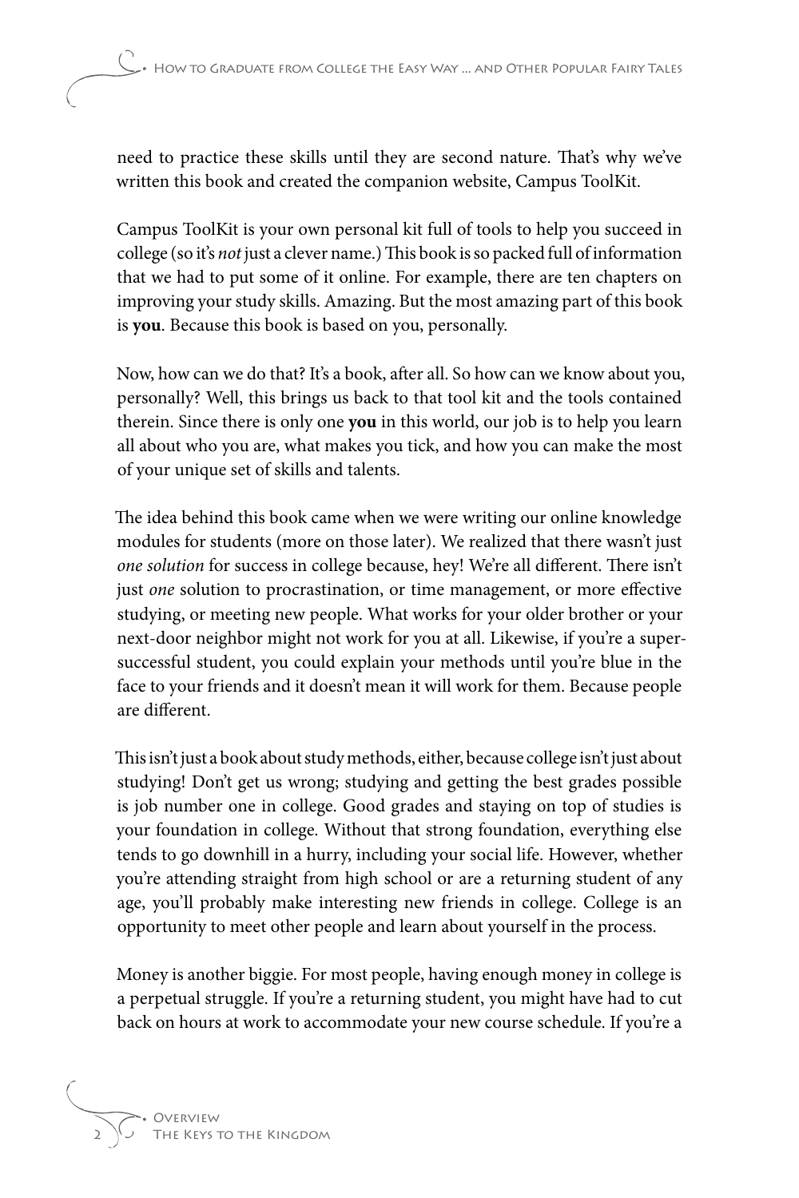need to practice these skills until they are second nature. That's why we've written this book and created the companion website, Campus ToolKit.

Campus ToolKit is your own personal kit full of tools to help you succeed in college (so it's *not* just a clever name.) This book is so packed full of information that we had to put some of it online. For example, there are ten chapters on improving your study skills. Amazing. But the most amazing part of this book is **you**. Because this book is based on you, personally.

Now, how can we do that? It's a book, after all. So how can we know about you, personally? Well, this brings us back to that tool kit and the tools contained therein. Since there is only one **you** in this world, our job is to help you learn all about who you are, what makes you tick, and how you can make the most of your unique set of skills and talents.

The idea behind this book came when we were writing our online knowledge modules for students (more on those later). We realized that there wasn't just *one solution* for success in college because, hey! We're all different. There isn't just *one* solution to procrastination, or time management, or more effective studying, or meeting new people. What works for your older brother or your next-door neighbor might not work for you at all. Likewise, if you're a super-successful student, you could explain your methods until you're blue in the face to your friends and it doesn't mean it will work for them. Because people are different.

This isn't just a book about study methods, either, because college isn't just about studying! Don't get us wrong; studying and getting the best grades possible is job number one in college. Good grades and staying on top of studies is your foundation in college. Without that strong foundation, everything else tends to go downhill in a hurry, including your social life. However, whether you're attending straight from high school or are a returning student of any age, you'll probably make interesting new friends in college. College is an opportunity to meet other people and learn about yourself in the process.

Money is another biggie. For most people, having enough money in college is a perpetual struggle. If you're a returning student, you might have had to cut back on hours at work to accommodate your new course schedule. If you're a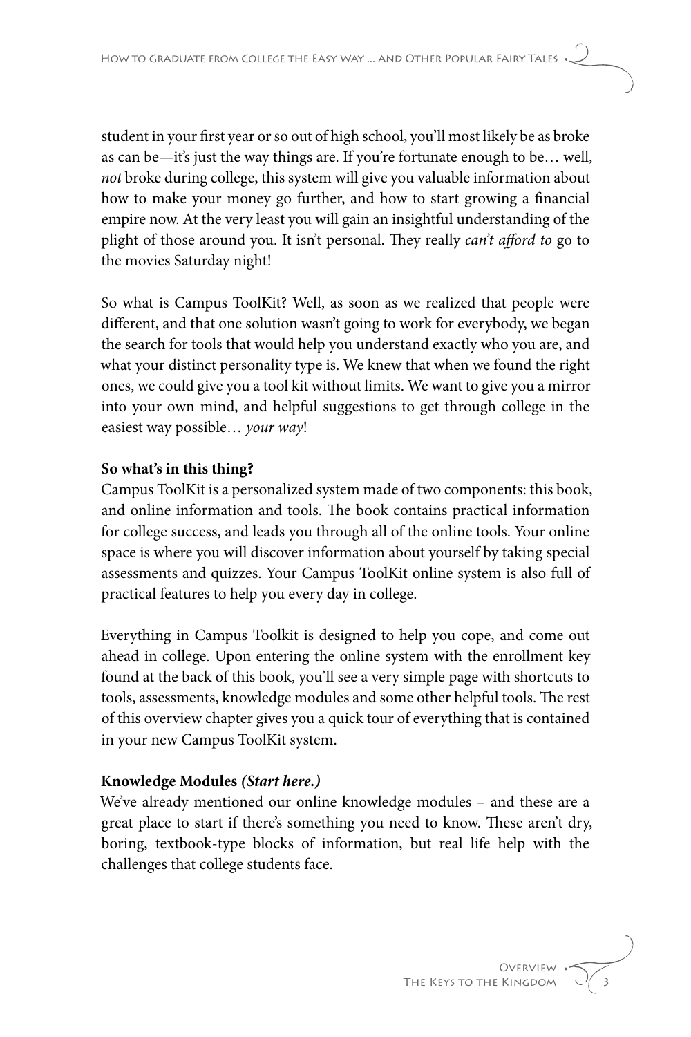student in your first year or so out of high school, you'll most likely be as broke as can be—it's just the way things are. If you're fortunate enough to be… well, *not* broke during college, this system will give you valuable information about how to make your money go further, and how to start growing a financial empire now. At the very least you will gain an insightful understanding of the plight of those around you. It isn't personal. They really *can't afford to* go to the movies Saturday night!

So what is Campus ToolKit? Well, as soon as we realized that people were different, and that one solution wasn't going to work for everybody, we began the search for tools that would help you understand exactly who you are, and what your distinct personality type is. We knew that when we found the right ones, we could give you a tool kit without limits. We want to give you a mirror into your own mind, and helpful suggestions to get through college in the easiest way possible… *your way*!

**So what's in this thing?**

Campus ToolKit is a personalized system made of two components: this book, and online information and tools. The book contains practical information for college success, and leads you through all of the online tools. Your online space is where you will discover information about yourself by taking special assessments and quizzes. Your Campus ToolKit online system is also full of practical features to help you every day in college.

Everything in Campus Toolkit is designed to help you cope, and come out ahead in college. Upon entering the online system with the enrollment key found at the back of this book, you'll see a very simple page with shortcuts to tools, assessments, knowledge modules and some other helpful tools. The rest of this overview chapter gives you a quick tour of everything that is contained in your new Campus ToolKit system.

**Knowledge Modules *(Start here.)***

We've already mentioned our online knowledge modules – and these are a great place to start if there's something you need to know. These aren't dry, boring, textbook-type blocks of information, but real life help with the challenges that college students face.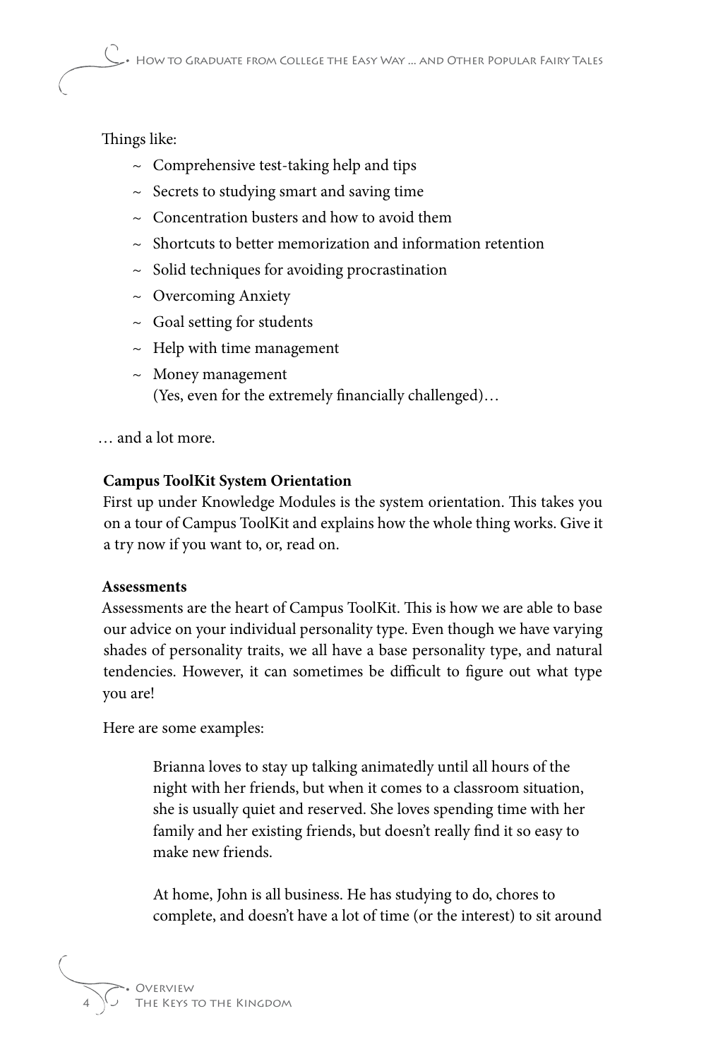Things like:

- ~ Comprehensive test-taking help and tips
- ~ Secrets to studying smart and saving time
- ~ Concentration busters and how to avoid them
- ~ Shortcuts to better memorization and information retention
- ~ Solid techniques for avoiding procrastination
- ~ Overcoming Anxiety
- ~ Goal setting for students
- ~ Help with time management
- ~ Money management
  (Yes, even for the extremely financially challenged)…

… and a lot more.

**Campus ToolKit System Orientation**

First up under Knowledge Modules is the system orientation. This takes you on a tour of Campus ToolKit and explains how the whole thing works. Give it a try now if you want to, or, read on.

**Assessments**

Assessments are the heart of Campus ToolKit. This is how we are able to base our advice on your individual personality type. Even though we have varying shades of personality traits, we all have a base personality type, and natural tendencies. However, it can sometimes be difficult to figure out what type you are!

Here are some examples:

> Brianna loves to stay up talking animatedly until all hours of the night with her friends, but when it comes to a classroom situation, she is usually quiet and reserved. She loves spending time with her family and her existing friends, but doesn't really find it so easy to make new friends.
>
> At home, John is all business. He has studying to do, chores to complete, and doesn't have a lot of time (or the interest) to sit around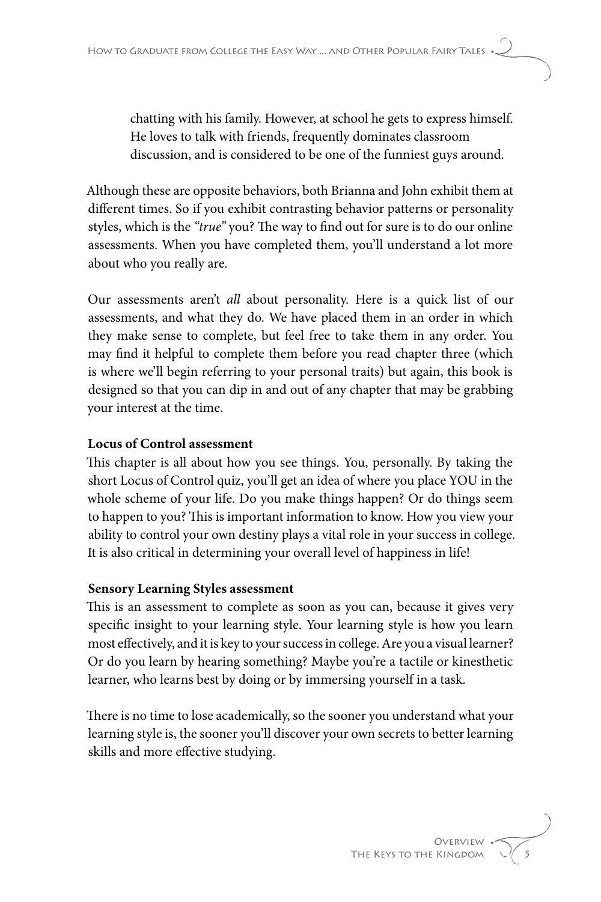chatting with his family. However, at school he gets to express himself. He loves to talk with friends, frequently dominates classroom discussion, and is considered to be one of the funniest guys around.

Although these are opposite behaviors, both Brianna and John exhibit them at different times. So if you exhibit contrasting behavior patterns or personality styles, which is the *"true"* you? The way to find out for sure is to do our online assessments. When you have completed them, you'll understand a lot more about who you really are.

Our assessments aren't *all* about personality. Here is a quick list of our assessments, and what they do. We have placed them in an order in which they make sense to complete, but feel free to take them in any order. You may find it helpful to complete them before you read chapter three (which is where we'll begin referring to your personal traits) but again, this book is designed so that you can dip in and out of any chapter that may be grabbing your interest at the time.

**Locus of Control assessment**

This chapter is all about how you see things. You, personally. By taking the short Locus of Control quiz, you'll get an idea of where you place YOU in the whole scheme of your life. Do you make things happen? Or do things seem to happen to you? This is important information to know. How you view your ability to control your own destiny plays a vital role in your success in college. It is also critical in determining your overall level of happiness in life!

**Sensory Learning Styles assessment**

This is an assessment to complete as soon as you can, because it gives very specific insight to your learning style. Your learning style is how you learn most effectively, and it is key to your success in college. Are you a visual learner? Or do you learn by hearing something? Maybe you're a tactile or kinesthetic learner, who learns best by doing or by immersing yourself in a task.

There is no time to lose academically, so the sooner you understand what your learning style is, the sooner you'll discover your own secrets to better learning skills and more effective studying.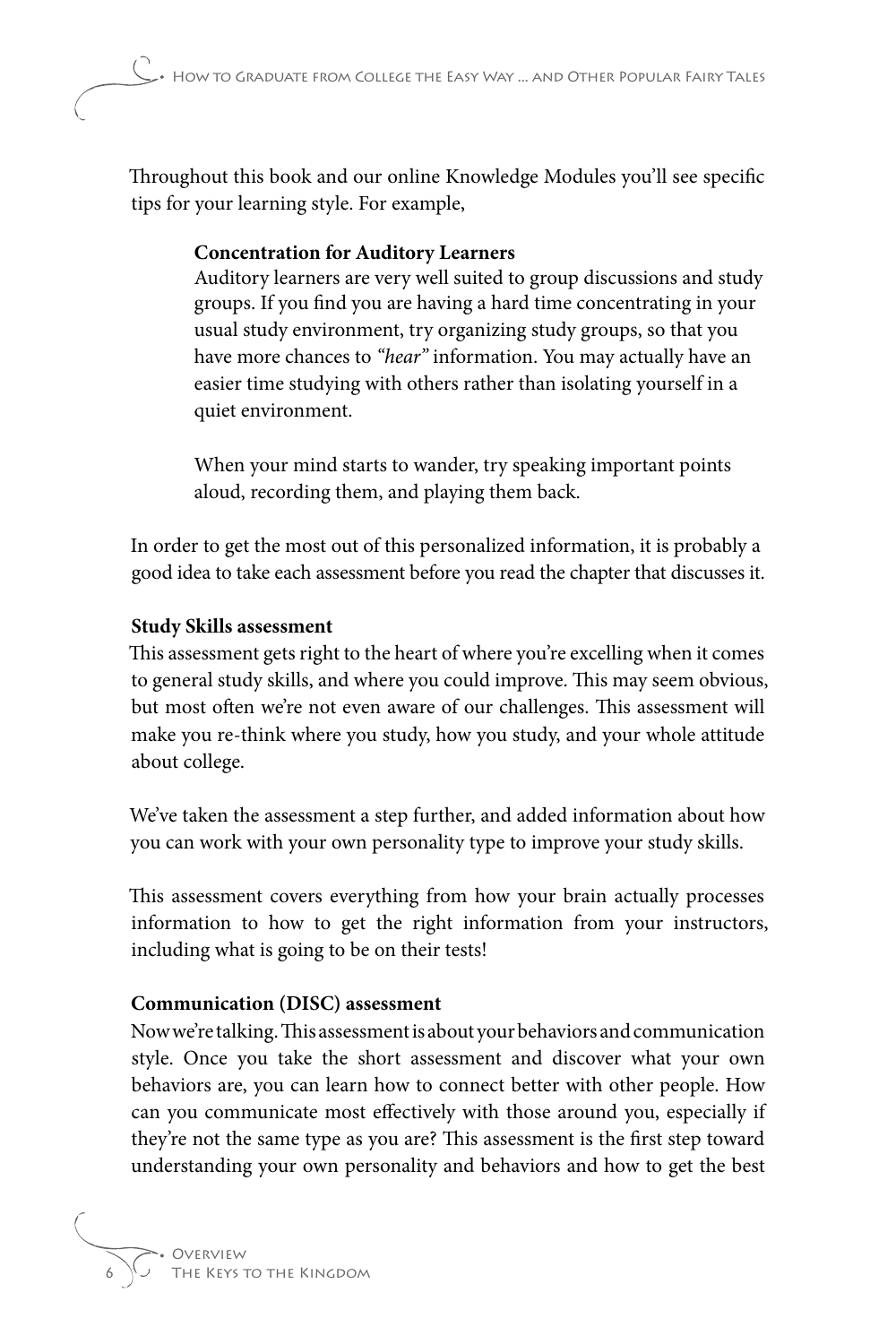Throughout this book and our online Knowledge Modules you'll see specific tips for your learning style. For example,

> **Concentration for Auditory Learners**
>
> Auditory learners are very well suited to group discussions and study groups. If you find you are having a hard time concentrating in your usual study environment, try organizing study groups, so that you have more chances to *"hear"* information. You may actually have an easier time studying with others rather than isolating yourself in a quiet environment.
>
> When your mind starts to wander, try speaking important points aloud, recording them, and playing them back.

In order to get the most out of this personalized information, it is probably a good idea to take each assessment before you read the chapter that discusses it.

**Study Skills assessment**

This assessment gets right to the heart of where you're excelling when it comes to general study skills, and where you could improve. This may seem obvious, but most often we're not even aware of our challenges. This assessment will make you re-think where you study, how you study, and your whole attitude about college.

We've taken the assessment a step further, and added information about how you can work with your own personality type to improve your study skills.

This assessment covers everything from how your brain actually processes information to how to get the right information from your instructors, including what is going to be on their tests!

**Communication (DISC) assessment**

Now we're talking. This assessment is about your behaviors and communication style. Once you take the short assessment and discover what your own behaviors are, you can learn how to connect better with other people. How can you communicate most effectively with those around you, especially if they're not the same type as you are? This assessment is the first step toward understanding your own personality and behaviors and how to get the best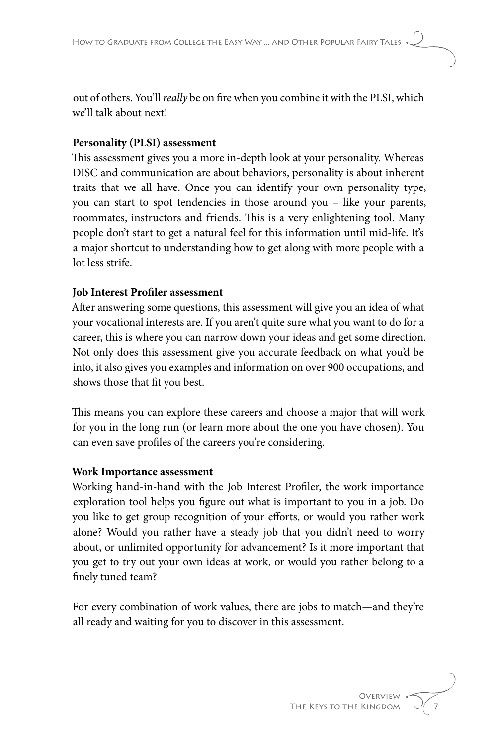out of others. You'll *really* be on fire when you combine it with the PLSI, which we'll talk about next!

**Personality (PLSI) assessment**

This assessment gives you a more in-depth look at your personality. Whereas DISC and communication are about behaviors, personality is about inherent traits that we all have. Once you can identify your own personality type, you can start to spot tendencies in those around you – like your parents, roommates, instructors and friends. This is a very enlightening tool. Many people don't start to get a natural feel for this information until mid-life. It's a major shortcut to understanding how to get along with more people with a lot less strife.

**Job Interest Profiler assessment**

After answering some questions, this assessment will give you an idea of what your vocational interests are. If you aren't quite sure what you want to do for a career, this is where you can narrow down your ideas and get some direction. Not only does this assessment give you accurate feedback on what you'd be into, it also gives you examples and information on over 900 occupations, and shows those that fit you best.

This means you can explore these careers and choose a major that will work for you in the long run (or learn more about the one you have chosen). You can even save profiles of the careers you're considering.

**Work Importance assessment**

Working hand-in-hand with the Job Interest Profiler, the work importance exploration tool helps you figure out what is important to you in a job. Do you like to get group recognition of your efforts, or would you rather work alone? Would you rather have a steady job that you didn't need to worry about, or unlimited opportunity for advancement? Is it more important that you get to try out your own ideas at work, or would you rather belong to a finely tuned team?

For every combination of work values, there are jobs to match—and they're all ready and waiting for you to discover in this assessment.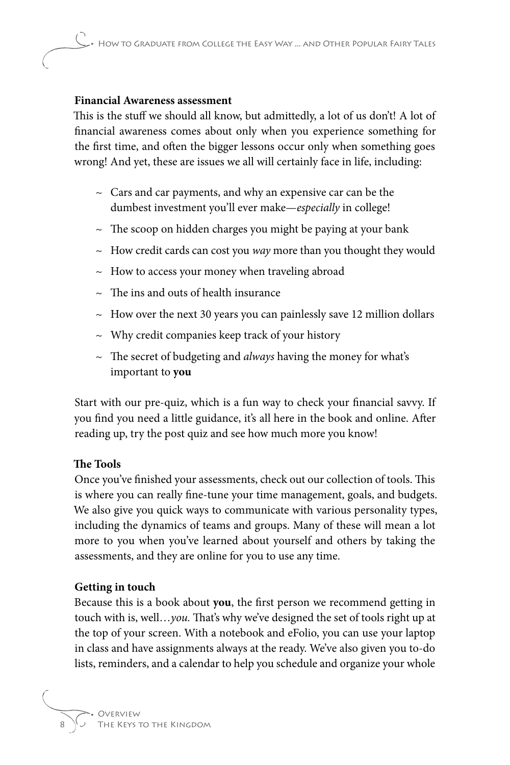**Financial Awareness assessment**

This is the stuff we should all know, but admittedly, a lot of us don't! A lot of financial awareness comes about only when you experience something for the first time, and often the bigger lessons occur only when something goes wrong! And yet, these are issues we all will certainly face in life, including:

- Cars and car payments, and why an expensive car can be the dumbest investment you'll ever make—*especially* in college!
- The scoop on hidden charges you might be paying at your bank
- How credit cards can cost you *way* more than you thought they would
- How to access your money when traveling abroad
- The ins and outs of health insurance
- How over the next 30 years you can painlessly save 12 million dollars
- Why credit companies keep track of your history
- The secret of budgeting and *always* having the money for what's important to **you**

Start with our pre-quiz, which is a fun way to check your financial savvy. If you find you need a little guidance, it's all here in the book and online. After reading up, try the post quiz and see how much more you know!

**The Tools**

Once you've finished your assessments, check out our collection of tools. This is where you can really fine-tune your time management, goals, and budgets. We also give you quick ways to communicate with various personality types, including the dynamics of teams and groups. Many of these will mean a lot more to you when you've learned about yourself and others by taking the assessments, and they are online for you to use any time.

**Getting in touch**

Because this is a book about **you**, the first person we recommend getting in touch with is, well…*you.* That's why we've designed the set of tools right up at the top of your screen. With a notebook and eFolio, you can use your laptop in class and have assignments always at the ready. We've also given you to-do lists, reminders, and a calendar to help you schedule and organize your whole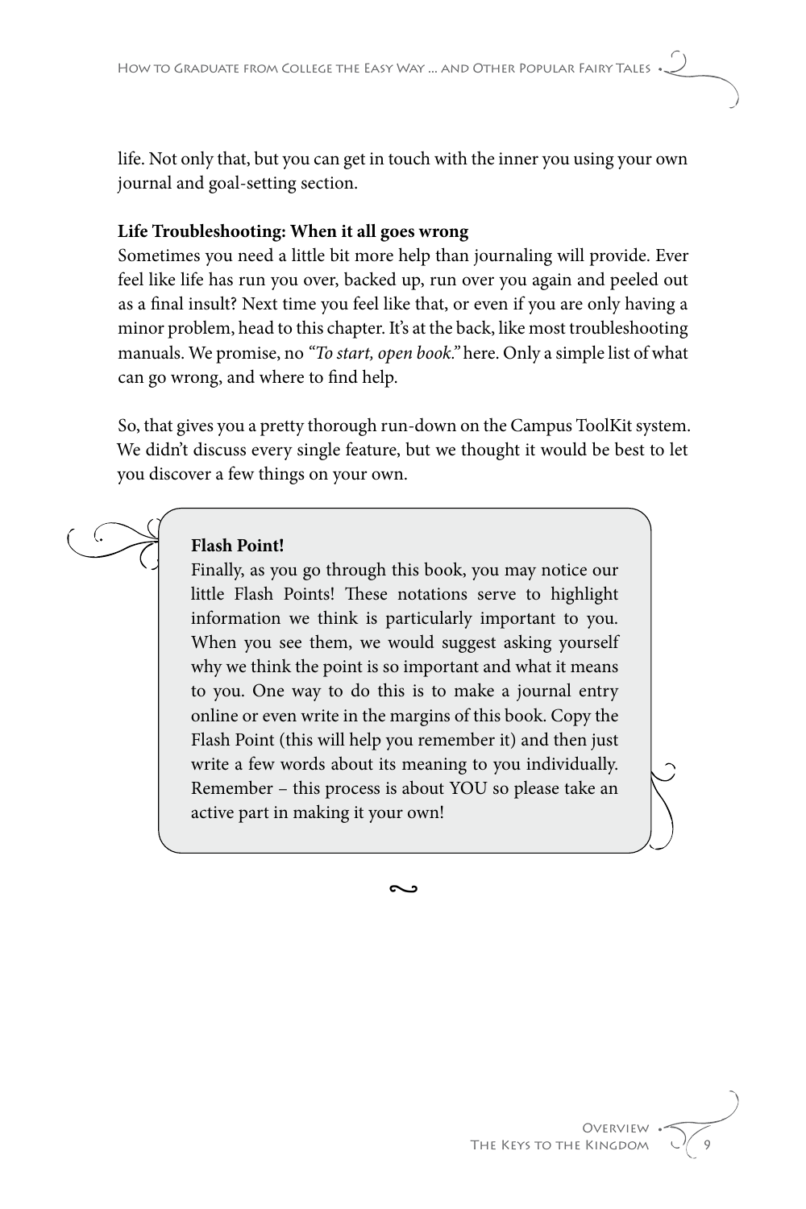life. Not only that, but you can get in touch with the inner you using your own journal and goal-setting section.

**Life Troubleshooting: When it all goes wrong**

Sometimes you need a little bit more help than journaling will provide. Ever feel like life has run you over, backed up, run over you again and peeled out as a final insult? Next time you feel like that, or even if you are only having a minor problem, head to this chapter. It's at the back, like most troubleshooting manuals. We promise, no *"To start, open book."* here. Only a simple list of what can go wrong, and where to find help.

So, that gives you a pretty thorough run-down on the Campus ToolKit system. We didn't discuss every single feature, but we thought it would be best to let you discover a few things on your own.

**Flash Point!**

Finally, as you go through this book, you may notice our little Flash Points! These notations serve to highlight information we think is particularly important to you. When you see them, we would suggest asking yourself why we think the point is so important and what it means to you. One way to do this is to make a journal entry online or even write in the margins of this book. Copy the Flash Point (this will help you remember it) and then just write a few words about its meaning to you individually. Remember – this process is about YOU so please take an active part in making it your own!

~